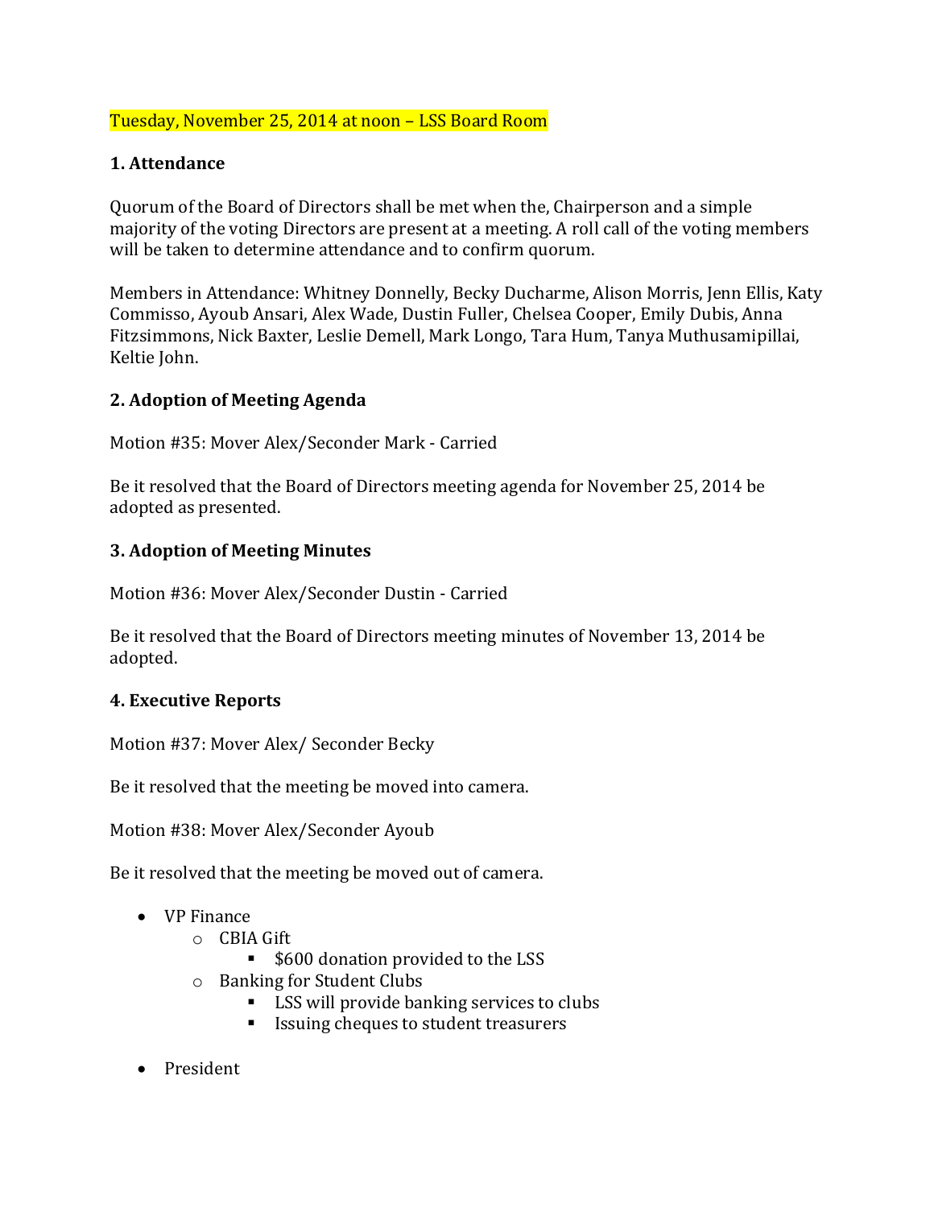Tuesday, November 25, 2014 at noon – LSS Board Room

## 1. Attendance

Quorum of the Board of Directors shall be met when the, Chairperson and a simple majority of the voting Directors are present at a meeting. A roll call of the voting members will be taken to determine attendance and to confirm quorum.

Members in Attendance: Whitney Donnelly, Becky Ducharme, Alison Morris, Jenn Ellis, Katy Commisso, Ayoub Ansari, Alex Wade, Dustin Fuller, Chelsea Cooper, Emily Dubis, Anna Fitzsimmons, Nick Baxter, Leslie Demell, Mark Longo, Tara Hum, Tanya Muthusamipillai, Keltie John.

## 2. Adoption of Meeting Agenda

Motion #35: Mover Alex/Seconder Mark - Carried

Be it resolved that the Board of Directors meeting agenda for November 25, 2014 be adopted as presented.

## 3. Adoption of Meeting Minutes

Motion #36: Mover Alex/Seconder Dustin - Carried

Be it resolved that the Board of Directors meeting minutes of November 13, 2014 be adopted.

## 4. Executive Reports

Motion #37: Mover Alex/ Seconder Becky

Be it resolved that the meeting be moved into camera.

Motion #38: Mover Alex/Seconder Ayoub

Be it resolved that the meeting be moved out of camera.

- VP Finance
  - CBIA Gift
    - $600 donation provided to the LSS
  - Banking for Student Clubs
    - LSS will provide banking services to clubs
    - Issuing cheques to student treasurers

- President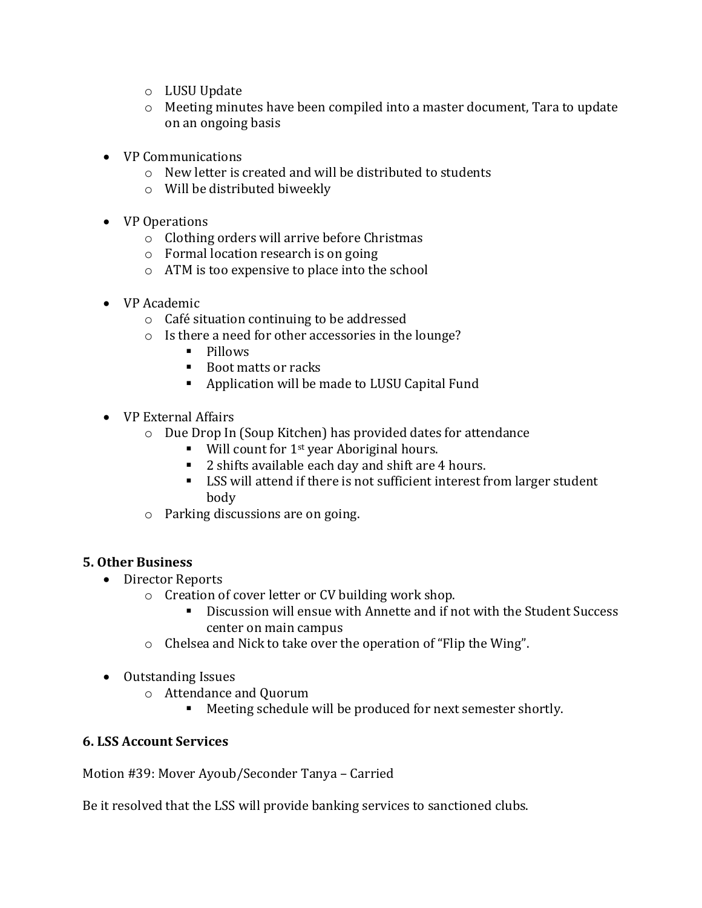- LUSU Update
  - Meeting minutes have been compiled into a master document, Tara to update on an ongoing basis

- VP Communications
  - New letter is created and will be distributed to students
  - Will be distributed biweekly

- VP Operations
  - Clothing orders will arrive before Christmas
  - Formal location research is on going
  - ATM is too expensive to place into the school

- VP Academic
  - Café situation continuing to be addressed
  - Is there a need for other accessories in the lounge?
    - Pillows
    - Boot matts or racks
    - Application will be made to LUSU Capital Fund

- VP External Affairs
  - Due Drop In (Soup Kitchen) has provided dates for attendance
    - Will count for 1st year Aboriginal hours.
    - 2 shifts available each day and shift are 4 hours.
    - LSS will attend if there is not sufficient interest from larger student body
  - Parking discussions are on going.

## 5. Other Business

- Director Reports
  - Creation of cover letter or CV building work shop.
    - Discussion will ensue with Annette and if not with the Student Success center on main campus
  - Chelsea and Nick to take over the operation of "Flip the Wing".

- Outstanding Issues
  - Attendance and Quorum
    - Meeting schedule will be produced for next semester shortly.

## 6. LSS Account Services

Motion #39: Mover Ayoub/Seconder Tanya – Carried

Be it resolved that the LSS will provide banking services to sanctioned clubs.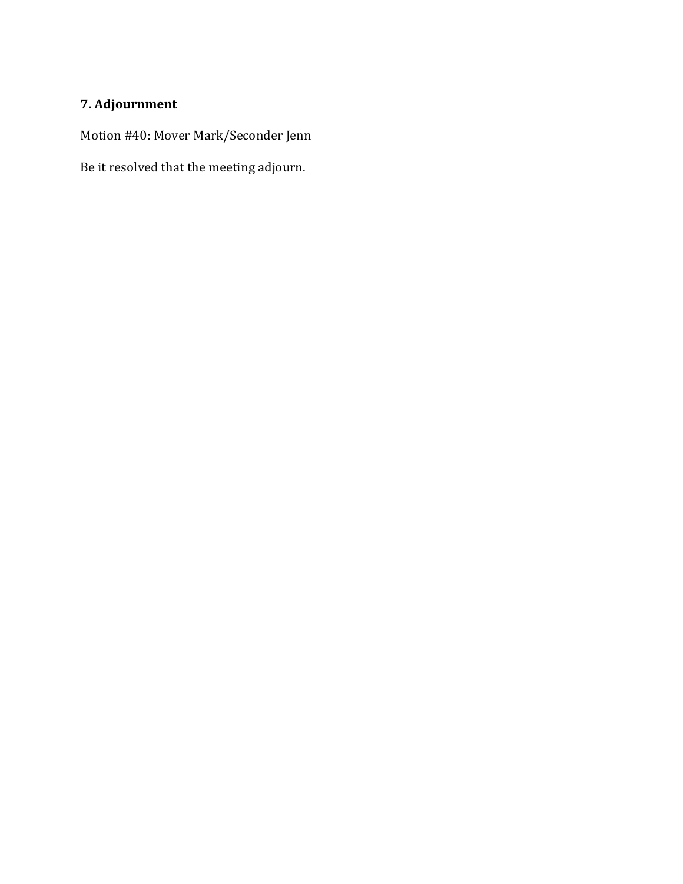**7. Adjournment**

Motion #40: Mover Mark/Seconder Jenn

Be it resolved that the meeting adjourn.